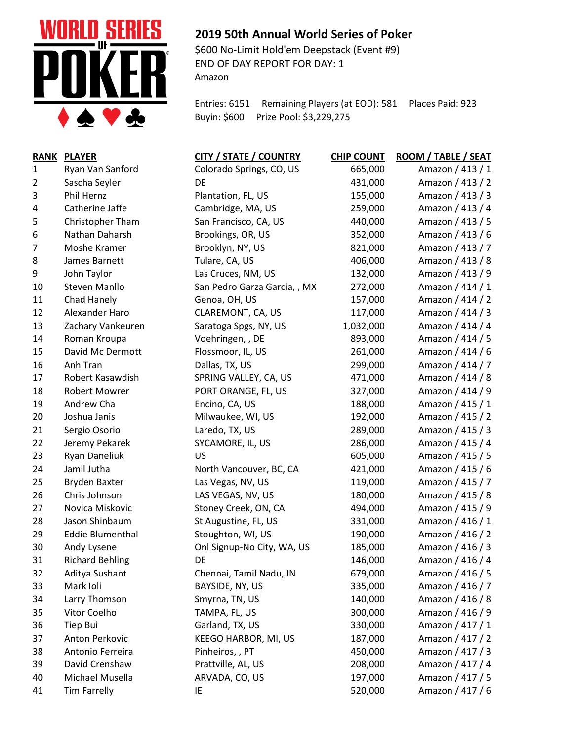# 2019 50th Annual World Series of Poker

$600 No-Limit Hold'em Deepstack (Event #9)
END OF DAY REPORT FOR DAY: 1
Amazon

Entries: 6151    Remaining Players (at EOD): 581    Places Paid: 923
Buyin: $600    Prize Pool: $3,229,275

| RANK | PLAYER | CITY / STATE / COUNTRY | CHIP COUNT | ROOM / TABLE / SEAT |
|---|---|---|---|---|
| 1 | Ryan Van Sanford | Colorado Springs, CO, US | 665,000 | Amazon / 413 / 1 |
| 2 | Sascha Seyler | DE | 431,000 | Amazon / 413 / 2 |
| 3 | Phil Hernz | Plantation, FL, US | 155,000 | Amazon / 413 / 3 |
| 4 | Catherine Jaffe | Cambridge, MA, US | 259,000 | Amazon / 413 / 4 |
| 5 | Christopher Tham | San Francisco, CA, US | 440,000 | Amazon / 413 / 5 |
| 6 | Nathan Daharsh | Brookings, OR, US | 352,000 | Amazon / 413 / 6 |
| 7 | Moshe Kramer | Brooklyn, NY, US | 821,000 | Amazon / 413 / 7 |
| 8 | James Barnett | Tulare, CA, US | 406,000 | Amazon / 413 / 8 |
| 9 | John Taylor | Las Cruces, NM, US | 132,000 | Amazon / 413 / 9 |
| 10 | Steven Manllo | San Pedro Garza Garcia, , MX | 272,000 | Amazon / 414 / 1 |
| 11 | Chad Hanely | Genoa, OH, US | 157,000 | Amazon / 414 / 2 |
| 12 | Alexander Haro | CLAREMONT, CA, US | 117,000 | Amazon / 414 / 3 |
| 13 | Zachary Vankeuren | Saratoga Spgs, NY, US | 1,032,000 | Amazon / 414 / 4 |
| 14 | Roman Kroupa | Voehringen, , DE | 893,000 | Amazon / 414 / 5 |
| 15 | David Mc Dermott | Flossmoor, IL, US | 261,000 | Amazon / 414 / 6 |
| 16 | Anh Tran | Dallas, TX, US | 299,000 | Amazon / 414 / 7 |
| 17 | Robert Kasawdish | SPRING VALLEY, CA, US | 471,000 | Amazon / 414 / 8 |
| 18 | Robert Mowrer | PORT ORANGE, FL, US | 327,000 | Amazon / 414 / 9 |
| 19 | Andrew Cha | Encino, CA, US | 188,000 | Amazon / 415 / 1 |
| 20 | Joshua Janis | Milwaukee, WI, US | 192,000 | Amazon / 415 / 2 |
| 21 | Sergio Osorio | Laredo, TX, US | 289,000 | Amazon / 415 / 3 |
| 22 | Jeremy Pekarek | SYCAMORE, IL, US | 286,000 | Amazon / 415 / 4 |
| 23 | Ryan Daneliuk | US | 605,000 | Amazon / 415 / 5 |
| 24 | Jamil Jutha | North Vancouver, BC, CA | 421,000 | Amazon / 415 / 6 |
| 25 | Bryden Baxter | Las Vegas, NV, US | 119,000 | Amazon / 415 / 7 |
| 26 | Chris Johnson | LAS VEGAS, NV, US | 180,000 | Amazon / 415 / 8 |
| 27 | Novica Miskovic | Stoney Creek, ON, CA | 494,000 | Amazon / 415 / 9 |
| 28 | Jason Shinbaum | St Augustine, FL, US | 331,000 | Amazon / 416 / 1 |
| 29 | Eddie Blumenthal | Stoughton, WI, US | 190,000 | Amazon / 416 / 2 |
| 30 | Andy Lysene | Onl Signup-No City, WA, US | 185,000 | Amazon / 416 / 3 |
| 31 | Richard Behling | DE | 146,000 | Amazon / 416 / 4 |
| 32 | Aditya Sushant | Chennai, Tamil Nadu, IN | 679,000 | Amazon / 416 / 5 |
| 33 | Mark Ioli | BAYSIDE, NY, US | 335,000 | Amazon / 416 / 7 |
| 34 | Larry Thomson | Smyrna, TN, US | 140,000 | Amazon / 416 / 8 |
| 35 | Vitor Coelho | TAMPA, FL, US | 300,000 | Amazon / 416 / 9 |
| 36 | Tiep Bui | Garland, TX, US | 330,000 | Amazon / 417 / 1 |
| 37 | Anton Perkovic | KEEGO HARBOR, MI, US | 187,000 | Amazon / 417 / 2 |
| 38 | Antonio Ferreira | Pinheiros, , PT | 450,000 | Amazon / 417 / 3 |
| 39 | David Crenshaw | Prattville, AL, US | 208,000 | Amazon / 417 / 4 |
| 40 | Michael Musella | ARVADA, CO, US | 197,000 | Amazon / 417 / 5 |
| 41 | Tim Farrelly | IE | 520,000 | Amazon / 417 / 6 |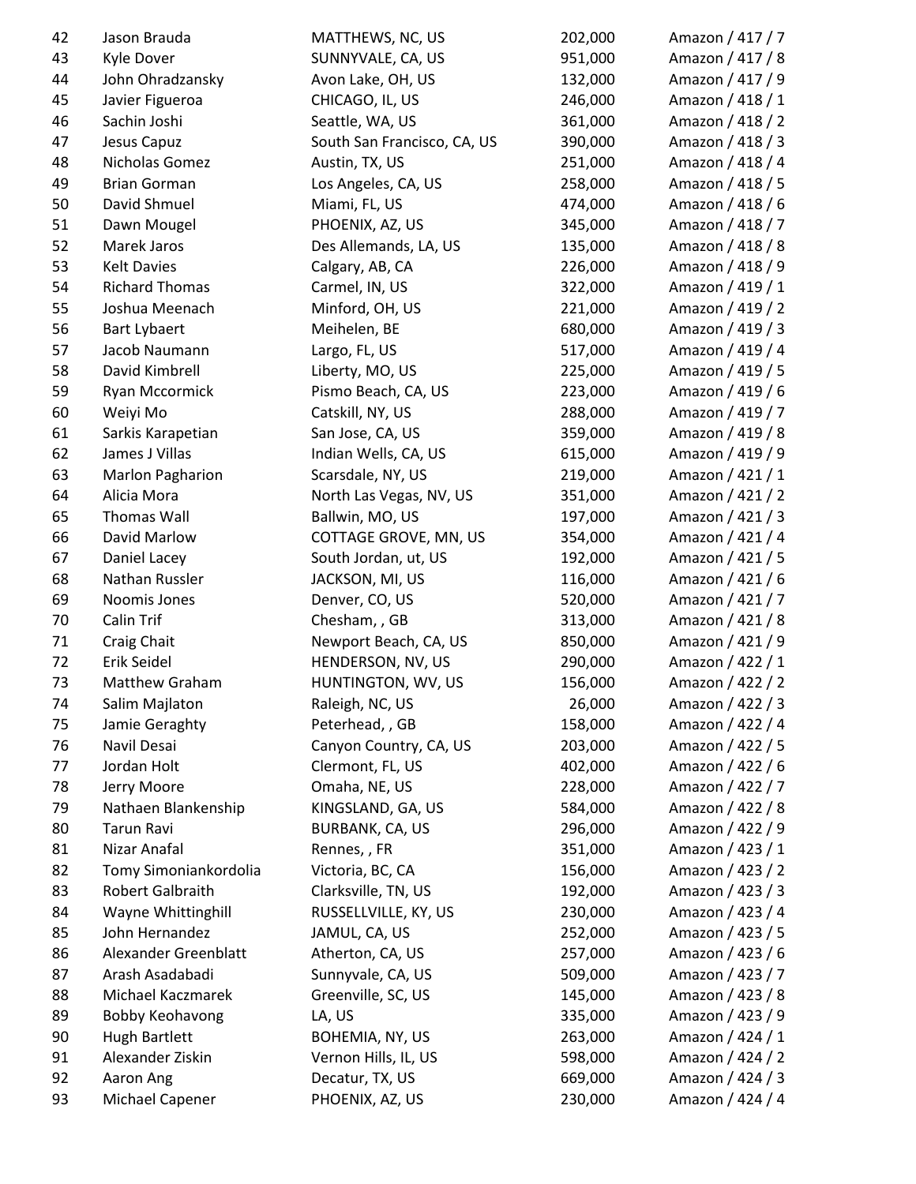| | | | | |
|---|---|---|---|---|
| 42 | Jason Brauda | MATTHEWS, NC, US | 202,000 | Amazon / 417 / 7 |
| 43 | Kyle Dover | SUNNYVALE, CA, US | 951,000 | Amazon / 417 / 8 |
| 44 | John Ohradzansky | Avon Lake, OH, US | 132,000 | Amazon / 417 / 9 |
| 45 | Javier Figueroa | CHICAGO, IL, US | 246,000 | Amazon / 418 / 1 |
| 46 | Sachin Joshi | Seattle, WA, US | 361,000 | Amazon / 418 / 2 |
| 47 | Jesus Capuz | South San Francisco, CA, US | 390,000 | Amazon / 418 / 3 |
| 48 | Nicholas Gomez | Austin, TX, US | 251,000 | Amazon / 418 / 4 |
| 49 | Brian Gorman | Los Angeles, CA, US | 258,000 | Amazon / 418 / 5 |
| 50 | David Shmuel | Miami, FL, US | 474,000 | Amazon / 418 / 6 |
| 51 | Dawn Mougel | PHOENIX, AZ, US | 345,000 | Amazon / 418 / 7 |
| 52 | Marek Jaros | Des Allemands, LA, US | 135,000 | Amazon / 418 / 8 |
| 53 | Kelt Davies | Calgary, AB, CA | 226,000 | Amazon / 418 / 9 |
| 54 | Richard Thomas | Carmel, IN, US | 322,000 | Amazon / 419 / 1 |
| 55 | Joshua Meenach | Minford, OH, US | 221,000 | Amazon / 419 / 2 |
| 56 | Bart Lybaert | Meihelen, BE | 680,000 | Amazon / 419 / 3 |
| 57 | Jacob Naumann | Largo, FL, US | 517,000 | Amazon / 419 / 4 |
| 58 | David Kimbrell | Liberty, MO, US | 225,000 | Amazon / 419 / 5 |
| 59 | Ryan Mccormick | Pismo Beach, CA, US | 223,000 | Amazon / 419 / 6 |
| 60 | Weiyi Mo | Catskill, NY, US | 288,000 | Amazon / 419 / 7 |
| 61 | Sarkis Karapetian | San Jose, CA, US | 359,000 | Amazon / 419 / 8 |
| 62 | James J Villas | Indian Wells, CA, US | 615,000 | Amazon / 419 / 9 |
| 63 | Marlon Pagharion | Scarsdale, NY, US | 219,000 | Amazon / 421 / 1 |
| 64 | Alicia Mora | North Las Vegas, NV, US | 351,000 | Amazon / 421 / 2 |
| 65 | Thomas Wall | Ballwin, MO, US | 197,000 | Amazon / 421 / 3 |
| 66 | David Marlow | COTTAGE GROVE, MN, US | 354,000 | Amazon / 421 / 4 |
| 67 | Daniel Lacey | South Jordan, ut, US | 192,000 | Amazon / 421 / 5 |
| 68 | Nathan Russler | JACKSON, MI, US | 116,000 | Amazon / 421 / 6 |
| 69 | Noomis Jones | Denver, CO, US | 520,000 | Amazon / 421 / 7 |
| 70 | Calin Trif | Chesham, , GB | 313,000 | Amazon / 421 / 8 |
| 71 | Craig Chait | Newport Beach, CA, US | 850,000 | Amazon / 421 / 9 |
| 72 | Erik Seidel | HENDERSON, NV, US | 290,000 | Amazon / 422 / 1 |
| 73 | Matthew Graham | HUNTINGTON, WV, US | 156,000 | Amazon / 422 / 2 |
| 74 | Salim Majlaton | Raleigh, NC, US | 26,000 | Amazon / 422 / 3 |
| 75 | Jamie Geraghty | Peterhead, , GB | 158,000 | Amazon / 422 / 4 |
| 76 | Navil Desai | Canyon Country, CA, US | 203,000 | Amazon / 422 / 5 |
| 77 | Jordan Holt | Clermont, FL, US | 402,000 | Amazon / 422 / 6 |
| 78 | Jerry Moore | Omaha, NE, US | 228,000 | Amazon / 422 / 7 |
| 79 | Nathaen Blankenship | KINGSLAND, GA, US | 584,000 | Amazon / 422 / 8 |
| 80 | Tarun Ravi | BURBANK, CA, US | 296,000 | Amazon / 422 / 9 |
| 81 | Nizar Anafal | Rennes, , FR | 351,000 | Amazon / 423 / 1 |
| 82 | Tomy Simoniankordolia | Victoria, BC, CA | 156,000 | Amazon / 423 / 2 |
| 83 | Robert Galbraith | Clarksville, TN, US | 192,000 | Amazon / 423 / 3 |
| 84 | Wayne Whittinghill | RUSSELLVILLE, KY, US | 230,000 | Amazon / 423 / 4 |
| 85 | John Hernandez | JAMUL, CA, US | 252,000 | Amazon / 423 / 5 |
| 86 | Alexander Greenblatt | Atherton, CA, US | 257,000 | Amazon / 423 / 6 |
| 87 | Arash Asadabadi | Sunnyvale, CA, US | 509,000 | Amazon / 423 / 7 |
| 88 | Michael Kaczmarek | Greenville, SC, US | 145,000 | Amazon / 423 / 8 |
| 89 | Bobby Keohavong | LA, US | 335,000 | Amazon / 423 / 9 |
| 90 | Hugh Bartlett | BOHEMIA, NY, US | 263,000 | Amazon / 424 / 1 |
| 91 | Alexander Ziskin | Vernon Hills, IL, US | 598,000 | Amazon / 424 / 2 |
| 92 | Aaron Ang | Decatur, TX, US | 669,000 | Amazon / 424 / 3 |
| 93 | Michael Capener | PHOENIX, AZ, US | 230,000 | Amazon / 424 / 4 |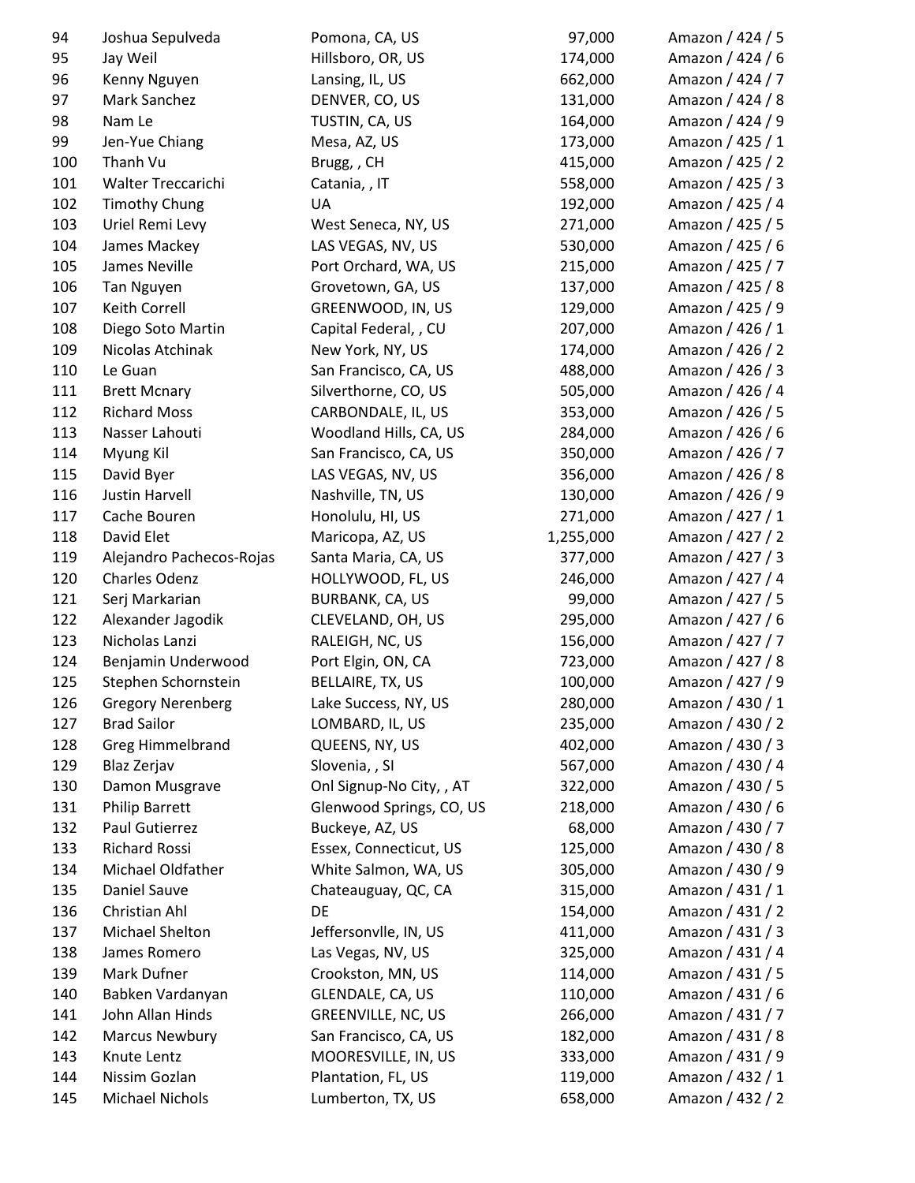| | | | | |
|---|---|---|---|---|
| 94 | Joshua Sepulveda | Pomona, CA, US | 97,000 | Amazon / 424 / 5 |
| 95 | Jay Weil | Hillsboro, OR, US | 174,000 | Amazon / 424 / 6 |
| 96 | Kenny Nguyen | Lansing, IL, US | 662,000 | Amazon / 424 / 7 |
| 97 | Mark Sanchez | DENVER, CO, US | 131,000 | Amazon / 424 / 8 |
| 98 | Nam Le | TUSTIN, CA, US | 164,000 | Amazon / 424 / 9 |
| 99 | Jen-Yue Chiang | Mesa, AZ, US | 173,000 | Amazon / 425 / 1 |
| 100 | Thanh Vu | Brugg, , CH | 415,000 | Amazon / 425 / 2 |
| 101 | Walter Treccarichi | Catania, , IT | 558,000 | Amazon / 425 / 3 |
| 102 | Timothy Chung | UA | 192,000 | Amazon / 425 / 4 |
| 103 | Uriel Remi Levy | West Seneca, NY, US | 271,000 | Amazon / 425 / 5 |
| 104 | James Mackey | LAS VEGAS, NV, US | 530,000 | Amazon / 425 / 6 |
| 105 | James Neville | Port Orchard, WA, US | 215,000 | Amazon / 425 / 7 |
| 106 | Tan Nguyen | Grovetown, GA, US | 137,000 | Amazon / 425 / 8 |
| 107 | Keith Correll | GREENWOOD, IN, US | 129,000 | Amazon / 425 / 9 |
| 108 | Diego Soto Martin | Capital Federal, , CU | 207,000 | Amazon / 426 / 1 |
| 109 | Nicolas Atchinak | New York, NY, US | 174,000 | Amazon / 426 / 2 |
| 110 | Le Guan | San Francisco, CA, US | 488,000 | Amazon / 426 / 3 |
| 111 | Brett Mcnary | Silverthorne, CO, US | 505,000 | Amazon / 426 / 4 |
| 112 | Richard Moss | CARBONDALE, IL, US | 353,000 | Amazon / 426 / 5 |
| 113 | Nasser Lahouti | Woodland Hills, CA, US | 284,000 | Amazon / 426 / 6 |
| 114 | Myung Kil | San Francisco, CA, US | 350,000 | Amazon / 426 / 7 |
| 115 | David Byer | LAS VEGAS, NV, US | 356,000 | Amazon / 426 / 8 |
| 116 | Justin Harvell | Nashville, TN, US | 130,000 | Amazon / 426 / 9 |
| 117 | Cache Bouren | Honolulu, HI, US | 271,000 | Amazon / 427 / 1 |
| 118 | David Elet | Maricopa, AZ, US | 1,255,000 | Amazon / 427 / 2 |
| 119 | Alejandro Pachecos-Rojas | Santa Maria, CA, US | 377,000 | Amazon / 427 / 3 |
| 120 | Charles Odenz | HOLLYWOOD, FL, US | 246,000 | Amazon / 427 / 4 |
| 121 | Serj Markarian | BURBANK, CA, US | 99,000 | Amazon / 427 / 5 |
| 122 | Alexander Jagodik | CLEVELAND, OH, US | 295,000 | Amazon / 427 / 6 |
| 123 | Nicholas Lanzi | RALEIGH, NC, US | 156,000 | Amazon / 427 / 7 |
| 124 | Benjamin Underwood | Port Elgin, ON, CA | 723,000 | Amazon / 427 / 8 |
| 125 | Stephen Schornstein | BELLAIRE, TX, US | 100,000 | Amazon / 427 / 9 |
| 126 | Gregory Nerenberg | Lake Success, NY, US | 280,000 | Amazon / 430 / 1 |
| 127 | Brad Sailor | LOMBARD, IL, US | 235,000 | Amazon / 430 / 2 |
| 128 | Greg Himmelbrand | QUEENS, NY, US | 402,000 | Amazon / 430 / 3 |
| 129 | Blaz Zerjav | Slovenia, , SI | 567,000 | Amazon / 430 / 4 |
| 130 | Damon Musgrave | Onl Signup-No City, , AT | 322,000 | Amazon / 430 / 5 |
| 131 | Philip Barrett | Glenwood Springs, CO, US | 218,000 | Amazon / 430 / 6 |
| 132 | Paul Gutierrez | Buckeye, AZ, US | 68,000 | Amazon / 430 / 7 |
| 133 | Richard Rossi | Essex, Connecticut, US | 125,000 | Amazon / 430 / 8 |
| 134 | Michael Oldfather | White Salmon, WA, US | 305,000 | Amazon / 430 / 9 |
| 135 | Daniel Sauve | Chateauguay, QC, CA | 315,000 | Amazon / 431 / 1 |
| 136 | Christian Ahl | DE | 154,000 | Amazon / 431 / 2 |
| 137 | Michael Shelton | Jeffersonvlle, IN, US | 411,000 | Amazon / 431 / 3 |
| 138 | James Romero | Las Vegas, NV, US | 325,000 | Amazon / 431 / 4 |
| 139 | Mark Dufner | Crookston, MN, US | 114,000 | Amazon / 431 / 5 |
| 140 | Babken Vardanyan | GLENDALE, CA, US | 110,000 | Amazon / 431 / 6 |
| 141 | John Allan Hinds | GREENVILLE, NC, US | 266,000 | Amazon / 431 / 7 |
| 142 | Marcus Newbury | San Francisco, CA, US | 182,000 | Amazon / 431 / 8 |
| 143 | Knute Lentz | MOORESVILLE, IN, US | 333,000 | Amazon / 431 / 9 |
| 144 | Nissim Gozlan | Plantation, FL, US | 119,000 | Amazon / 432 / 1 |
| 145 | Michael Nichols | Lumberton, TX, US | 658,000 | Amazon / 432 / 2 |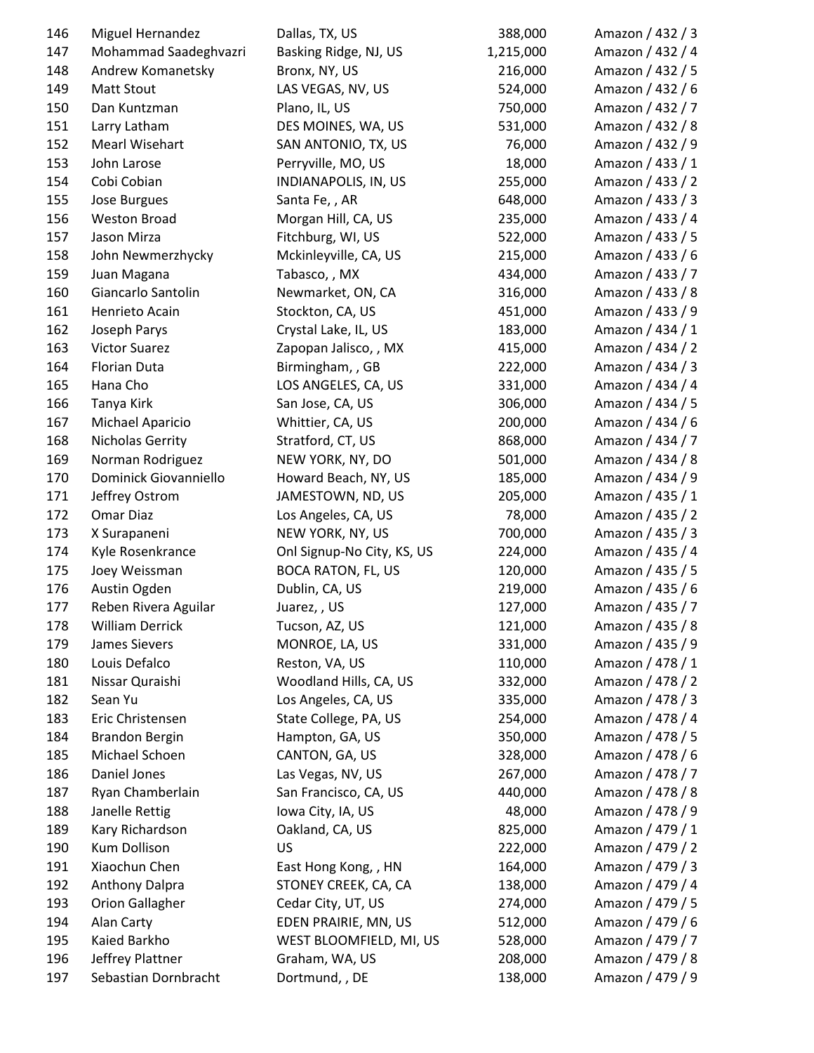| | | | | |
|---|---|---|---|---|
| 146 | Miguel Hernandez | Dallas, TX, US | 388,000 | Amazon / 432 / 3 |
| 147 | Mohammad Saadeghvazri | Basking Ridge, NJ, US | 1,215,000 | Amazon / 432 / 4 |
| 148 | Andrew Komanetsky | Bronx, NY, US | 216,000 | Amazon / 432 / 5 |
| 149 | Matt Stout | LAS VEGAS, NV, US | 524,000 | Amazon / 432 / 6 |
| 150 | Dan Kuntzman | Plano, IL, US | 750,000 | Amazon / 432 / 7 |
| 151 | Larry Latham | DES MOINES, WA, US | 531,000 | Amazon / 432 / 8 |
| 152 | Mearl Wisehart | SAN ANTONIO, TX, US | 76,000 | Amazon / 432 / 9 |
| 153 | John Larose | Perryville, MO, US | 18,000 | Amazon / 433 / 1 |
| 154 | Cobi Cobian | INDIANAPOLIS, IN, US | 255,000 | Amazon / 433 / 2 |
| 155 | Jose Burgues | Santa Fe, , AR | 648,000 | Amazon / 433 / 3 |
| 156 | Weston Broad | Morgan Hill, CA, US | 235,000 | Amazon / 433 / 4 |
| 157 | Jason Mirza | Fitchburg, WI, US | 522,000 | Amazon / 433 / 5 |
| 158 | John Newmerzhycky | Mckinleyville, CA, US | 215,000 | Amazon / 433 / 6 |
| 159 | Juan Magana | Tabasco, , MX | 434,000 | Amazon / 433 / 7 |
| 160 | Giancarlo Santolin | Newmarket, ON, CA | 316,000 | Amazon / 433 / 8 |
| 161 | Henrieto Acain | Stockton, CA, US | 451,000 | Amazon / 433 / 9 |
| 162 | Joseph Parys | Crystal Lake, IL, US | 183,000 | Amazon / 434 / 1 |
| 163 | Victor Suarez | Zapopan Jalisco, , MX | 415,000 | Amazon / 434 / 2 |
| 164 | Florian Duta | Birmingham, , GB | 222,000 | Amazon / 434 / 3 |
| 165 | Hana Cho | LOS ANGELES, CA, US | 331,000 | Amazon / 434 / 4 |
| 166 | Tanya Kirk | San Jose, CA, US | 306,000 | Amazon / 434 / 5 |
| 167 | Michael Aparicio | Whittier, CA, US | 200,000 | Amazon / 434 / 6 |
| 168 | Nicholas Gerrity | Stratford, CT, US | 868,000 | Amazon / 434 / 7 |
| 169 | Norman Rodriguez | NEW YORK, NY, DO | 501,000 | Amazon / 434 / 8 |
| 170 | Dominick Giovanniello | Howard Beach, NY, US | 185,000 | Amazon / 434 / 9 |
| 171 | Jeffrey Ostrom | JAMESTOWN, ND, US | 205,000 | Amazon / 435 / 1 |
| 172 | Omar Diaz | Los Angeles, CA, US | 78,000 | Amazon / 435 / 2 |
| 173 | X Surapaneni | NEW YORK, NY, US | 700,000 | Amazon / 435 / 3 |
| 174 | Kyle Rosenkrance | Onl Signup-No City, KS, US | 224,000 | Amazon / 435 / 4 |
| 175 | Joey Weissman | BOCA RATON, FL, US | 120,000 | Amazon / 435 / 5 |
| 176 | Austin Ogden | Dublin, CA, US | 219,000 | Amazon / 435 / 6 |
| 177 | Reben Rivera Aguilar | Juarez, , US | 127,000 | Amazon / 435 / 7 |
| 178 | William Derrick | Tucson, AZ, US | 121,000 | Amazon / 435 / 8 |
| 179 | James Sievers | MONROE, LA, US | 331,000 | Amazon / 435 / 9 |
| 180 | Louis Defalco | Reston, VA, US | 110,000 | Amazon / 478 / 1 |
| 181 | Nissar Quraishi | Woodland Hills, CA, US | 332,000 | Amazon / 478 / 2 |
| 182 | Sean Yu | Los Angeles, CA, US | 335,000 | Amazon / 478 / 3 |
| 183 | Eric Christensen | State College, PA, US | 254,000 | Amazon / 478 / 4 |
| 184 | Brandon Bergin | Hampton, GA, US | 350,000 | Amazon / 478 / 5 |
| 185 | Michael Schoen | CANTON, GA, US | 328,000 | Amazon / 478 / 6 |
| 186 | Daniel Jones | Las Vegas, NV, US | 267,000 | Amazon / 478 / 7 |
| 187 | Ryan Chamberlain | San Francisco, CA, US | 440,000 | Amazon / 478 / 8 |
| 188 | Janelle Rettig | Iowa City, IA, US | 48,000 | Amazon / 478 / 9 |
| 189 | Kary Richardson | Oakland, CA, US | 825,000 | Amazon / 479 / 1 |
| 190 | Kum Dollison | US | 222,000 | Amazon / 479 / 2 |
| 191 | Xiaochun Chen | East Hong Kong, , HN | 164,000 | Amazon / 479 / 3 |
| 192 | Anthony Dalpra | STONEY CREEK, CA, CA | 138,000 | Amazon / 479 / 4 |
| 193 | Orion Gallagher | Cedar City, UT, US | 274,000 | Amazon / 479 / 5 |
| 194 | Alan Carty | EDEN PRAIRIE, MN, US | 512,000 | Amazon / 479 / 6 |
| 195 | Kaied Barkho | WEST BLOOMFIELD, MI, US | 528,000 | Amazon / 479 / 7 |
| 196 | Jeffrey Plattner | Graham, WA, US | 208,000 | Amazon / 479 / 8 |
| 197 | Sebastian Dornbracht | Dortmund, , DE | 138,000 | Amazon / 479 / 9 |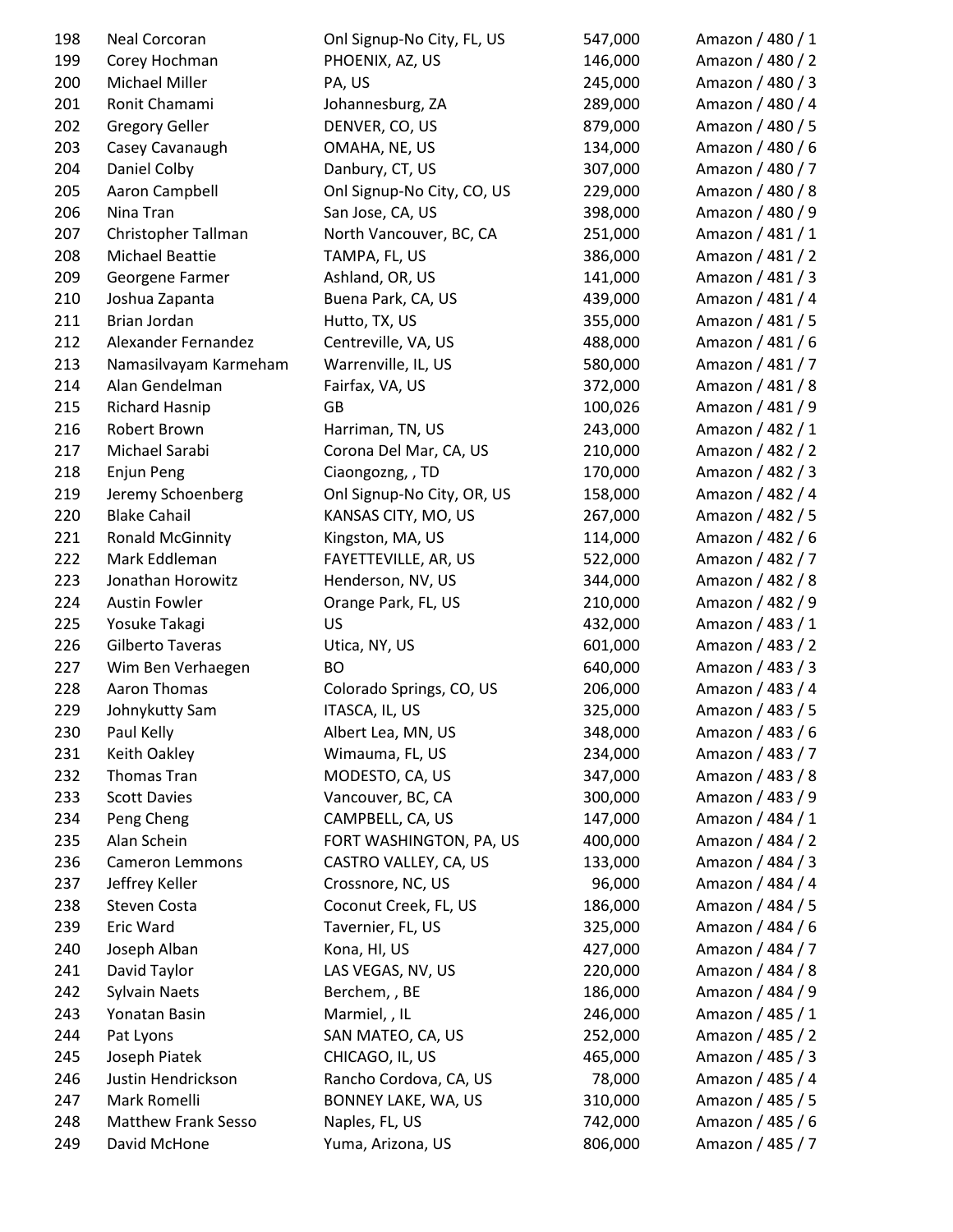| | | | | |
|---|---|---|---|---|
| 198 | Neal Corcoran | Onl Signup-No City, FL, US | 547,000 | Amazon / 480 / 1 |
| 199 | Corey Hochman | PHOENIX, AZ, US | 146,000 | Amazon / 480 / 2 |
| 200 | Michael Miller | PA, US | 245,000 | Amazon / 480 / 3 |
| 201 | Ronit Chamami | Johannesburg, ZA | 289,000 | Amazon / 480 / 4 |
| 202 | Gregory Geller | DENVER, CO, US | 879,000 | Amazon / 480 / 5 |
| 203 | Casey Cavanaugh | OMAHA, NE, US | 134,000 | Amazon / 480 / 6 |
| 204 | Daniel Colby | Danbury, CT, US | 307,000 | Amazon / 480 / 7 |
| 205 | Aaron Campbell | Onl Signup-No City, CO, US | 229,000 | Amazon / 480 / 8 |
| 206 | Nina Tran | San Jose, CA, US | 398,000 | Amazon / 480 / 9 |
| 207 | Christopher Tallman | North Vancouver, BC, CA | 251,000 | Amazon / 481 / 1 |
| 208 | Michael Beattie | TAMPA, FL, US | 386,000 | Amazon / 481 / 2 |
| 209 | Georgene Farmer | Ashland, OR, US | 141,000 | Amazon / 481 / 3 |
| 210 | Joshua Zapanta | Buena Park, CA, US | 439,000 | Amazon / 481 / 4 |
| 211 | Brian Jordan | Hutto, TX, US | 355,000 | Amazon / 481 / 5 |
| 212 | Alexander Fernandez | Centreville, VA, US | 488,000 | Amazon / 481 / 6 |
| 213 | Namasilvayam Karmeham | Warrenville, IL, US | 580,000 | Amazon / 481 / 7 |
| 214 | Alan Gendelman | Fairfax, VA, US | 372,000 | Amazon / 481 / 8 |
| 215 | Richard Hasnip | GB | 100,026 | Amazon / 481 / 9 |
| 216 | Robert Brown | Harriman, TN, US | 243,000 | Amazon / 482 / 1 |
| 217 | Michael Sarabi | Corona Del Mar, CA, US | 210,000 | Amazon / 482 / 2 |
| 218 | Enjun Peng | Ciaongozng, , TD | 170,000 | Amazon / 482 / 3 |
| 219 | Jeremy Schoenberg | Onl Signup-No City, OR, US | 158,000 | Amazon / 482 / 4 |
| 220 | Blake Cahail | KANSAS CITY, MO, US | 267,000 | Amazon / 482 / 5 |
| 221 | Ronald McGinnity | Kingston, MA, US | 114,000 | Amazon / 482 / 6 |
| 222 | Mark Eddleman | FAYETTEVILLE, AR, US | 522,000 | Amazon / 482 / 7 |
| 223 | Jonathan Horowitz | Henderson, NV, US | 344,000 | Amazon / 482 / 8 |
| 224 | Austin Fowler | Orange Park, FL, US | 210,000 | Amazon / 482 / 9 |
| 225 | Yosuke Takagi | US | 432,000 | Amazon / 483 / 1 |
| 226 | Gilberto Taveras | Utica, NY, US | 601,000 | Amazon / 483 / 2 |
| 227 | Wim Ben Verhaegen | BO | 640,000 | Amazon / 483 / 3 |
| 228 | Aaron Thomas | Colorado Springs, CO, US | 206,000 | Amazon / 483 / 4 |
| 229 | Johnykutty Sam | ITASCA, IL, US | 325,000 | Amazon / 483 / 5 |
| 230 | Paul Kelly | Albert Lea, MN, US | 348,000 | Amazon / 483 / 6 |
| 231 | Keith Oakley | Wimauma, FL, US | 234,000 | Amazon / 483 / 7 |
| 232 | Thomas Tran | MODESTO, CA, US | 347,000 | Amazon / 483 / 8 |
| 233 | Scott Davies | Vancouver, BC, CA | 300,000 | Amazon / 483 / 9 |
| 234 | Peng Cheng | CAMPBELL, CA, US | 147,000 | Amazon / 484 / 1 |
| 235 | Alan Schein | FORT WASHINGTON, PA, US | 400,000 | Amazon / 484 / 2 |
| 236 | Cameron Lemmons | CASTRO VALLEY, CA, US | 133,000 | Amazon / 484 / 3 |
| 237 | Jeffrey Keller | Crossnore, NC, US | 96,000 | Amazon / 484 / 4 |
| 238 | Steven Costa | Coconut Creek, FL, US | 186,000 | Amazon / 484 / 5 |
| 239 | Eric Ward | Tavernier, FL, US | 325,000 | Amazon / 484 / 6 |
| 240 | Joseph Alban | Kona, HI, US | 427,000 | Amazon / 484 / 7 |
| 241 | David Taylor | LAS VEGAS, NV, US | 220,000 | Amazon / 484 / 8 |
| 242 | Sylvain Naets | Berchem, , BE | 186,000 | Amazon / 484 / 9 |
| 243 | Yonatan Basin | Marmiel, , IL | 246,000 | Amazon / 485 / 1 |
| 244 | Pat Lyons | SAN MATEO, CA, US | 252,000 | Amazon / 485 / 2 |
| 245 | Joseph Piatek | CHICAGO, IL, US | 465,000 | Amazon / 485 / 3 |
| 246 | Justin Hendrickson | Rancho Cordova, CA, US | 78,000 | Amazon / 485 / 4 |
| 247 | Mark Romelli | BONNEY LAKE, WA, US | 310,000 | Amazon / 485 / 5 |
| 248 | Matthew Frank Sesso | Naples, FL, US | 742,000 | Amazon / 485 / 6 |
| 249 | David McHone | Yuma, Arizona, US | 806,000 | Amazon / 485 / 7 |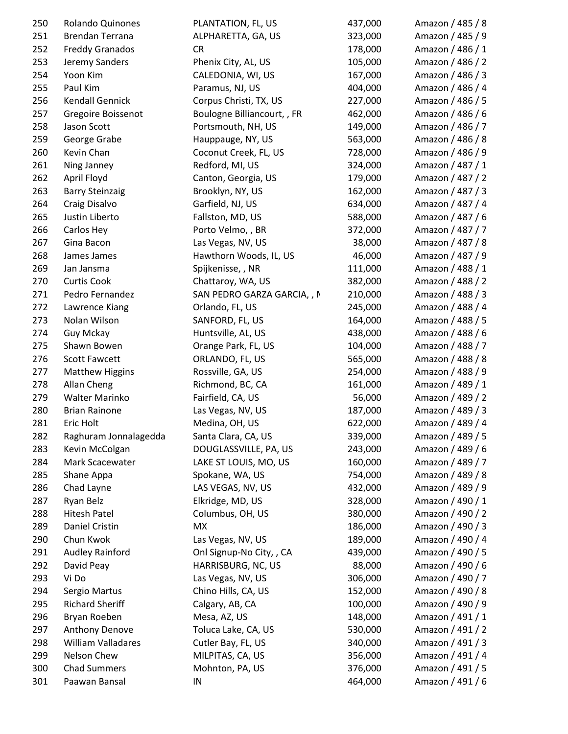| | | | | |
|---|---|---|---|---|
| 250 | Rolando Quinones | PLANTATION, FL, US | 437,000 | Amazon / 485 / 8 |
| 251 | Brendan Terrana | ALPHARETTA, GA, US | 323,000 | Amazon / 485 / 9 |
| 252 | Freddy Granados | CR | 178,000 | Amazon / 486 / 1 |
| 253 | Jeremy Sanders | Phenix City, AL, US | 105,000 | Amazon / 486 / 2 |
| 254 | Yoon Kim | CALEDONIA, WI, US | 167,000 | Amazon / 486 / 3 |
| 255 | Paul Kim | Paramus, NJ, US | 404,000 | Amazon / 486 / 4 |
| 256 | Kendall Gennick | Corpus Christi, TX, US | 227,000 | Amazon / 486 / 5 |
| 257 | Gregoire Boissenot | Boulogne Billiancourt, , FR | 462,000 | Amazon / 486 / 6 |
| 258 | Jason Scott | Portsmouth, NH, US | 149,000 | Amazon / 486 / 7 |
| 259 | George Grabe | Hauppauge, NY, US | 563,000 | Amazon / 486 / 8 |
| 260 | Kevin Chan | Coconut Creek, FL, US | 728,000 | Amazon / 486 / 9 |
| 261 | Ning Janney | Redford, MI, US | 324,000 | Amazon / 487 / 1 |
| 262 | April Floyd | Canton, Georgia, US | 179,000 | Amazon / 487 / 2 |
| 263 | Barry Steinzaig | Brooklyn, NY, US | 162,000 | Amazon / 487 / 3 |
| 264 | Craig Disalvo | Garfield, NJ, US | 634,000 | Amazon / 487 / 4 |
| 265 | Justin Liberto | Fallston, MD, US | 588,000 | Amazon / 487 / 6 |
| 266 | Carlos Hey | Porto Velmo, , BR | 372,000 | Amazon / 487 / 7 |
| 267 | Gina Bacon | Las Vegas, NV, US | 38,000 | Amazon / 487 / 8 |
| 268 | James James | Hawthorn Woods, IL, US | 46,000 | Amazon / 487 / 9 |
| 269 | Jan Jansma | Spijkenisse, , NR | 111,000 | Amazon / 488 / 1 |
| 270 | Curtis Cook | Chattaroy, WA, US | 382,000 | Amazon / 488 / 2 |
| 271 | Pedro Fernandez | SAN PEDRO GARZA GARCIA, , M | 210,000 | Amazon / 488 / 3 |
| 272 | Lawrence Kiang | Orlando, FL, US | 245,000 | Amazon / 488 / 4 |
| 273 | Nolan Wilson | SANFORD, FL, US | 164,000 | Amazon / 488 / 5 |
| 274 | Guy Mckay | Huntsville, AL, US | 438,000 | Amazon / 488 / 6 |
| 275 | Shawn Bowen | Orange Park, FL, US | 104,000 | Amazon / 488 / 7 |
| 276 | Scott Fawcett | ORLANDO, FL, US | 565,000 | Amazon / 488 / 8 |
| 277 | Matthew Higgins | Rossville, GA, US | 254,000 | Amazon / 488 / 9 |
| 278 | Allan Cheng | Richmond, BC, CA | 161,000 | Amazon / 489 / 1 |
| 279 | Walter Marinko | Fairfield, CA, US | 56,000 | Amazon / 489 / 2 |
| 280 | Brian Rainone | Las Vegas, NV, US | 187,000 | Amazon / 489 / 3 |
| 281 | Eric Holt | Medina, OH, US | 622,000 | Amazon / 489 / 4 |
| 282 | Raghuram Jonnalagedda | Santa Clara, CA, US | 339,000 | Amazon / 489 / 5 |
| 283 | Kevin McColgan | DOUGLASSVILLE, PA, US | 243,000 | Amazon / 489 / 6 |
| 284 | Mark Scacewater | LAKE ST LOUIS, MO, US | 160,000 | Amazon / 489 / 7 |
| 285 | Shane Appa | Spokane, WA, US | 754,000 | Amazon / 489 / 8 |
| 286 | Chad Layne | LAS VEGAS, NV, US | 432,000 | Amazon / 489 / 9 |
| 287 | Ryan Belz | Elkridge, MD, US | 328,000 | Amazon / 490 / 1 |
| 288 | Hitesh Patel | Columbus, OH, US | 380,000 | Amazon / 490 / 2 |
| 289 | Daniel Cristin | MX | 186,000 | Amazon / 490 / 3 |
| 290 | Chun Kwok | Las Vegas, NV, US | 189,000 | Amazon / 490 / 4 |
| 291 | Audley Rainford | Onl Signup-No City, , CA | 439,000 | Amazon / 490 / 5 |
| 292 | David Peay | HARRISBURG, NC, US | 88,000 | Amazon / 490 / 6 |
| 293 | Vi Do | Las Vegas, NV, US | 306,000 | Amazon / 490 / 7 |
| 294 | Sergio Martus | Chino Hills, CA, US | 152,000 | Amazon / 490 / 8 |
| 295 | Richard Sheriff | Calgary, AB, CA | 100,000 | Amazon / 490 / 9 |
| 296 | Bryan Roeben | Mesa, AZ, US | 148,000 | Amazon / 491 / 1 |
| 297 | Anthony Denove | Toluca Lake, CA, US | 530,000 | Amazon / 491 / 2 |
| 298 | William Valladares | Cutler Bay, FL, US | 340,000 | Amazon / 491 / 3 |
| 299 | Nelson Chew | MILPITAS, CA, US | 356,000 | Amazon / 491 / 4 |
| 300 | Chad Summers | Mohnton, PA, US | 376,000 | Amazon / 491 / 5 |
| 301 | Paawan Bansal | IN | 464,000 | Amazon / 491 / 6 |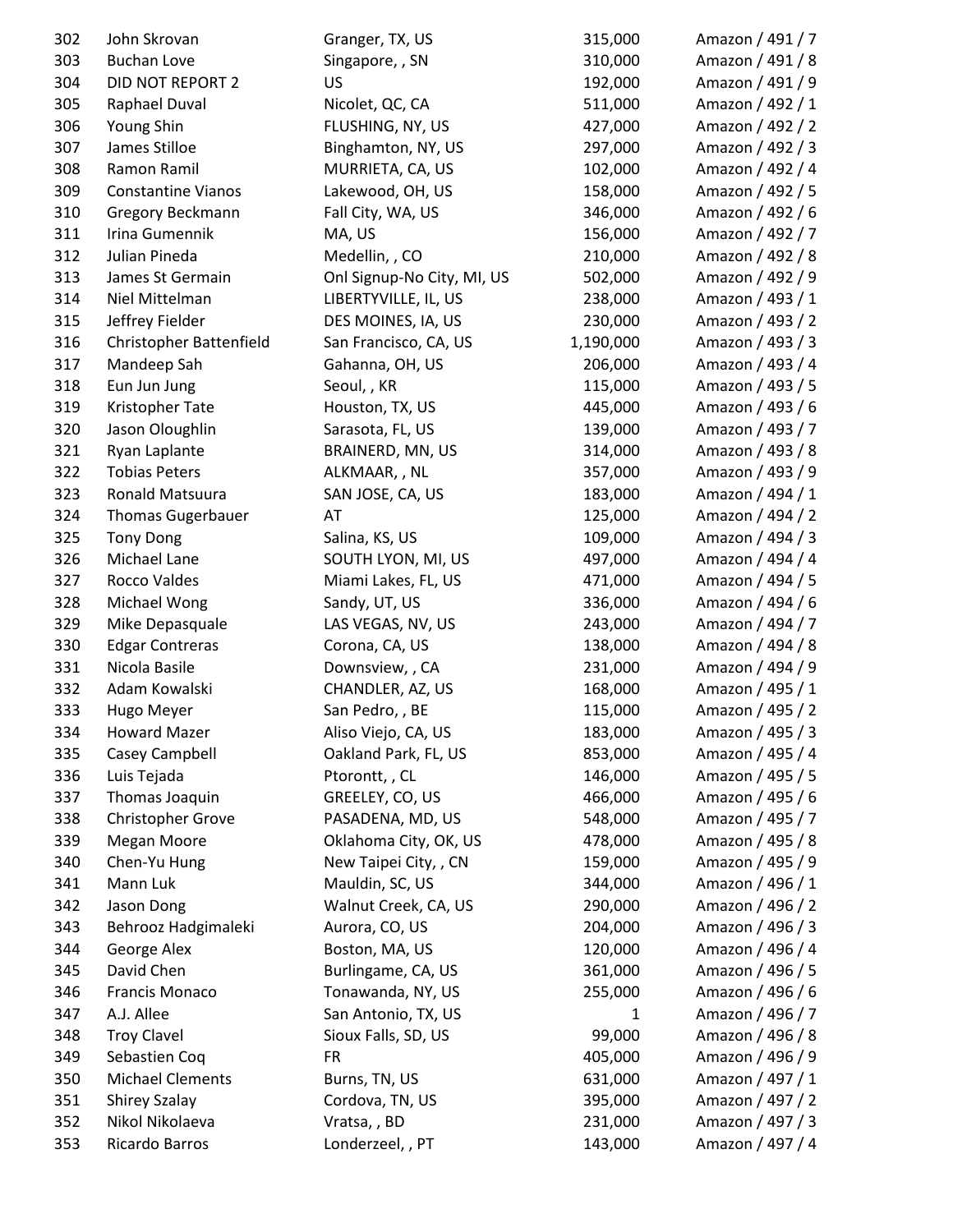| | | | | |
|---|---|---|---|---|
| 302 | John Skrovan | Granger, TX, US | 315,000 | Amazon / 491 / 7 |
| 303 | Buchan Love | Singapore, , SN | 310,000 | Amazon / 491 / 8 |
| 304 | DID NOT REPORT 2 | US | 192,000 | Amazon / 491 / 9 |
| 305 | Raphael Duval | Nicolet, QC, CA | 511,000 | Amazon / 492 / 1 |
| 306 | Young Shin | FLUSHING, NY, US | 427,000 | Amazon / 492 / 2 |
| 307 | James Stilloe | Binghamton, NY, US | 297,000 | Amazon / 492 / 3 |
| 308 | Ramon Ramil | MURRIETA, CA, US | 102,000 | Amazon / 492 / 4 |
| 309 | Constantine Vianos | Lakewood, OH, US | 158,000 | Amazon / 492 / 5 |
| 310 | Gregory Beckmann | Fall City, WA, US | 346,000 | Amazon / 492 / 6 |
| 311 | Irina Gumennik | MA, US | 156,000 | Amazon / 492 / 7 |
| 312 | Julian Pineda | Medellin, , CO | 210,000 | Amazon / 492 / 8 |
| 313 | James St Germain | Onl Signup-No City, MI, US | 502,000 | Amazon / 492 / 9 |
| 314 | Niel Mittelman | LIBERTYVILLE, IL, US | 238,000 | Amazon / 493 / 1 |
| 315 | Jeffrey Fielder | DES MOINES, IA, US | 230,000 | Amazon / 493 / 2 |
| 316 | Christopher Battenfield | San Francisco, CA, US | 1,190,000 | Amazon / 493 / 3 |
| 317 | Mandeep Sah | Gahanna, OH, US | 206,000 | Amazon / 493 / 4 |
| 318 | Eun Jun Jung | Seoul, , KR | 115,000 | Amazon / 493 / 5 |
| 319 | Kristopher Tate | Houston, TX, US | 445,000 | Amazon / 493 / 6 |
| 320 | Jason Oloughlin | Sarasota, FL, US | 139,000 | Amazon / 493 / 7 |
| 321 | Ryan Laplante | BRAINERD, MN, US | 314,000 | Amazon / 493 / 8 |
| 322 | Tobias Peters | ALKMAAR, , NL | 357,000 | Amazon / 493 / 9 |
| 323 | Ronald Matsuura | SAN JOSE, CA, US | 183,000 | Amazon / 494 / 1 |
| 324 | Thomas Gugerbauer | AT | 125,000 | Amazon / 494 / 2 |
| 325 | Tony Dong | Salina, KS, US | 109,000 | Amazon / 494 / 3 |
| 326 | Michael Lane | SOUTH LYON, MI, US | 497,000 | Amazon / 494 / 4 |
| 327 | Rocco Valdes | Miami Lakes, FL, US | 471,000 | Amazon / 494 / 5 |
| 328 | Michael Wong | Sandy, UT, US | 336,000 | Amazon / 494 / 6 |
| 329 | Mike Depasquale | LAS VEGAS, NV, US | 243,000 | Amazon / 494 / 7 |
| 330 | Edgar Contreras | Corona, CA, US | 138,000 | Amazon / 494 / 8 |
| 331 | Nicola Basile | Downsview, , CA | 231,000 | Amazon / 494 / 9 |
| 332 | Adam Kowalski | CHANDLER, AZ, US | 168,000 | Amazon / 495 / 1 |
| 333 | Hugo Meyer | San Pedro, , BE | 115,000 | Amazon / 495 / 2 |
| 334 | Howard Mazer | Aliso Viejo, CA, US | 183,000 | Amazon / 495 / 3 |
| 335 | Casey Campbell | Oakland Park, FL, US | 853,000 | Amazon / 495 / 4 |
| 336 | Luis Tejada | Ptorontt, , CL | 146,000 | Amazon / 495 / 5 |
| 337 | Thomas Joaquin | GREELEY, CO, US | 466,000 | Amazon / 495 / 6 |
| 338 | Christopher Grove | PASADENA, MD, US | 548,000 | Amazon / 495 / 7 |
| 339 | Megan Moore | Oklahoma City, OK, US | 478,000 | Amazon / 495 / 8 |
| 340 | Chen-Yu Hung | New Taipei City, , CN | 159,000 | Amazon / 495 / 9 |
| 341 | Mann Luk | Mauldin, SC, US | 344,000 | Amazon / 496 / 1 |
| 342 | Jason Dong | Walnut Creek, CA, US | 290,000 | Amazon / 496 / 2 |
| 343 | Behrooz Hadgimaleki | Aurora, CO, US | 204,000 | Amazon / 496 / 3 |
| 344 | George Alex | Boston, MA, US | 120,000 | Amazon / 496 / 4 |
| 345 | David Chen | Burlingame, CA, US | 361,000 | Amazon / 496 / 5 |
| 346 | Francis Monaco | Tonawanda, NY, US | 255,000 | Amazon / 496 / 6 |
| 347 | A.J. Allee | San Antonio, TX, US | 1 | Amazon / 496 / 7 |
| 348 | Troy Clavel | Sioux Falls, SD, US | 99,000 | Amazon / 496 / 8 |
| 349 | Sebastien Coq | FR | 405,000 | Amazon / 496 / 9 |
| 350 | Michael Clements | Burns, TN, US | 631,000 | Amazon / 497 / 1 |
| 351 | Shirey Szalay | Cordova, TN, US | 395,000 | Amazon / 497 / 2 |
| 352 | Nikol Nikolaeva | Vratsa, , BD | 231,000 | Amazon / 497 / 3 |
| 353 | Ricardo Barros | Londerzeel, , PT | 143,000 | Amazon / 497 / 4 |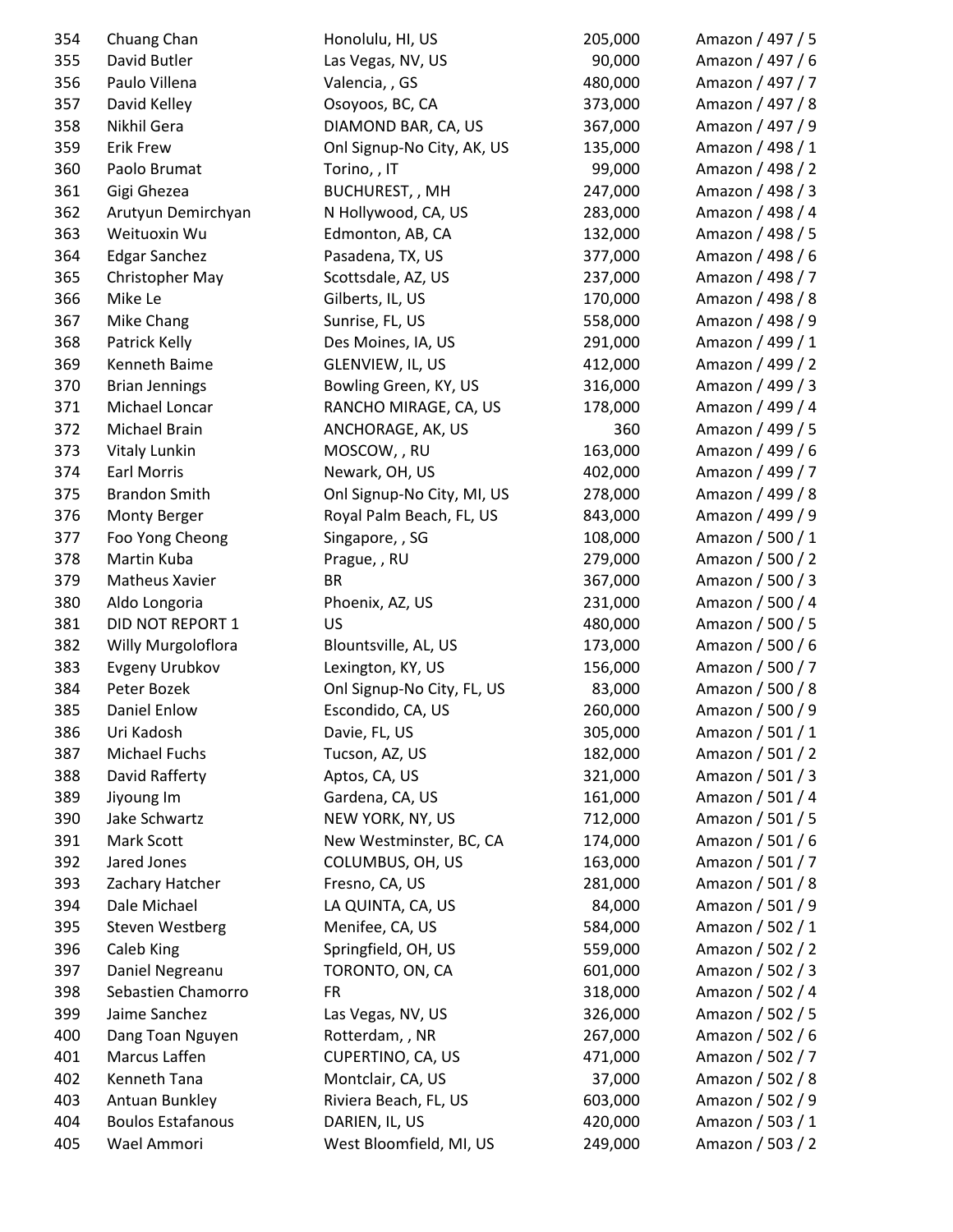| 354 | Chuang Chan | Honolulu, HI, US | 205,000 | Amazon / 497 / 5 |
|---|---|---|---|---|
| 355 | David Butler | Las Vegas, NV, US | 90,000 | Amazon / 497 / 6 |
| 356 | Paulo Villena | Valencia, , GS | 480,000 | Amazon / 497 / 7 |
| 357 | David Kelley | Osoyoos, BC, CA | 373,000 | Amazon / 497 / 8 |
| 358 | Nikhil Gera | DIAMOND BAR, CA, US | 367,000 | Amazon / 497 / 9 |
| 359 | Erik Frew | Onl Signup-No City, AK, US | 135,000 | Amazon / 498 / 1 |
| 360 | Paolo Brumat | Torino, , IT | 99,000 | Amazon / 498 / 2 |
| 361 | Gigi Ghezea | BUCHUREST, , MH | 247,000 | Amazon / 498 / 3 |
| 362 | Arutyun Demirchyan | N Hollywood, CA, US | 283,000 | Amazon / 498 / 4 |
| 363 | Weituoxin Wu | Edmonton, AB, CA | 132,000 | Amazon / 498 / 5 |
| 364 | Edgar Sanchez | Pasadena, TX, US | 377,000 | Amazon / 498 / 6 |
| 365 | Christopher May | Scottsdale, AZ, US | 237,000 | Amazon / 498 / 7 |
| 366 | Mike Le | Gilberts, IL, US | 170,000 | Amazon / 498 / 8 |
| 367 | Mike Chang | Sunrise, FL, US | 558,000 | Amazon / 498 / 9 |
| 368 | Patrick Kelly | Des Moines, IA, US | 291,000 | Amazon / 499 / 1 |
| 369 | Kenneth Baime | GLENVIEW, IL, US | 412,000 | Amazon / 499 / 2 |
| 370 | Brian Jennings | Bowling Green, KY, US | 316,000 | Amazon / 499 / 3 |
| 371 | Michael Loncar | RANCHO MIRAGE, CA, US | 178,000 | Amazon / 499 / 4 |
| 372 | Michael Brain | ANCHORAGE, AK, US | 360 | Amazon / 499 / 5 |
| 373 | Vitaly Lunkin | MOSCOW, , RU | 163,000 | Amazon / 499 / 6 |
| 374 | Earl Morris | Newark, OH, US | 402,000 | Amazon / 499 / 7 |
| 375 | Brandon Smith | Onl Signup-No City, MI, US | 278,000 | Amazon / 499 / 8 |
| 376 | Monty Berger | Royal Palm Beach, FL, US | 843,000 | Amazon / 499 / 9 |
| 377 | Foo Yong Cheong | Singapore, , SG | 108,000 | Amazon / 500 / 1 |
| 378 | Martin Kuba | Prague, , RU | 279,000 | Amazon / 500 / 2 |
| 379 | Matheus Xavier | BR | 367,000 | Amazon / 500 / 3 |
| 380 | Aldo Longoria | Phoenix, AZ, US | 231,000 | Amazon / 500 / 4 |
| 381 | DID NOT REPORT 1 | US | 480,000 | Amazon / 500 / 5 |
| 382 | Willy Murgoloflora | Blountsville, AL, US | 173,000 | Amazon / 500 / 6 |
| 383 | Evgeny Urubkov | Lexington, KY, US | 156,000 | Amazon / 500 / 7 |
| 384 | Peter Bozek | Onl Signup-No City, FL, US | 83,000 | Amazon / 500 / 8 |
| 385 | Daniel Enlow | Escondido, CA, US | 260,000 | Amazon / 500 / 9 |
| 386 | Uri Kadosh | Davie, FL, US | 305,000 | Amazon / 501 / 1 |
| 387 | Michael Fuchs | Tucson, AZ, US | 182,000 | Amazon / 501 / 2 |
| 388 | David Rafferty | Aptos, CA, US | 321,000 | Amazon / 501 / 3 |
| 389 | Jiyoung Im | Gardena, CA, US | 161,000 | Amazon / 501 / 4 |
| 390 | Jake Schwartz | NEW YORK, NY, US | 712,000 | Amazon / 501 / 5 |
| 391 | Mark Scott | New Westminster, BC, CA | 174,000 | Amazon / 501 / 6 |
| 392 | Jared Jones | COLUMBUS, OH, US | 163,000 | Amazon / 501 / 7 |
| 393 | Zachary Hatcher | Fresno, CA, US | 281,000 | Amazon / 501 / 8 |
| 394 | Dale Michael | LA QUINTA, CA, US | 84,000 | Amazon / 501 / 9 |
| 395 | Steven Westberg | Menifee, CA, US | 584,000 | Amazon / 502 / 1 |
| 396 | Caleb King | Springfield, OH, US | 559,000 | Amazon / 502 / 2 |
| 397 | Daniel Negreanu | TORONTO, ON, CA | 601,000 | Amazon / 502 / 3 |
| 398 | Sebastien Chamorro | FR | 318,000 | Amazon / 502 / 4 |
| 399 | Jaime Sanchez | Las Vegas, NV, US | 326,000 | Amazon / 502 / 5 |
| 400 | Dang Toan Nguyen | Rotterdam, , NR | 267,000 | Amazon / 502 / 6 |
| 401 | Marcus Laffen | CUPERTINO, CA, US | 471,000 | Amazon / 502 / 7 |
| 402 | Kenneth Tana | Montclair, CA, US | 37,000 | Amazon / 502 / 8 |
| 403 | Antuan Bunkley | Riviera Beach, FL, US | 603,000 | Amazon / 502 / 9 |
| 404 | Boulos Estafanous | DARIEN, IL, US | 420,000 | Amazon / 503 / 1 |
| 405 | Wael Ammori | West Bloomfield, MI, US | 249,000 | Amazon / 503 / 2 |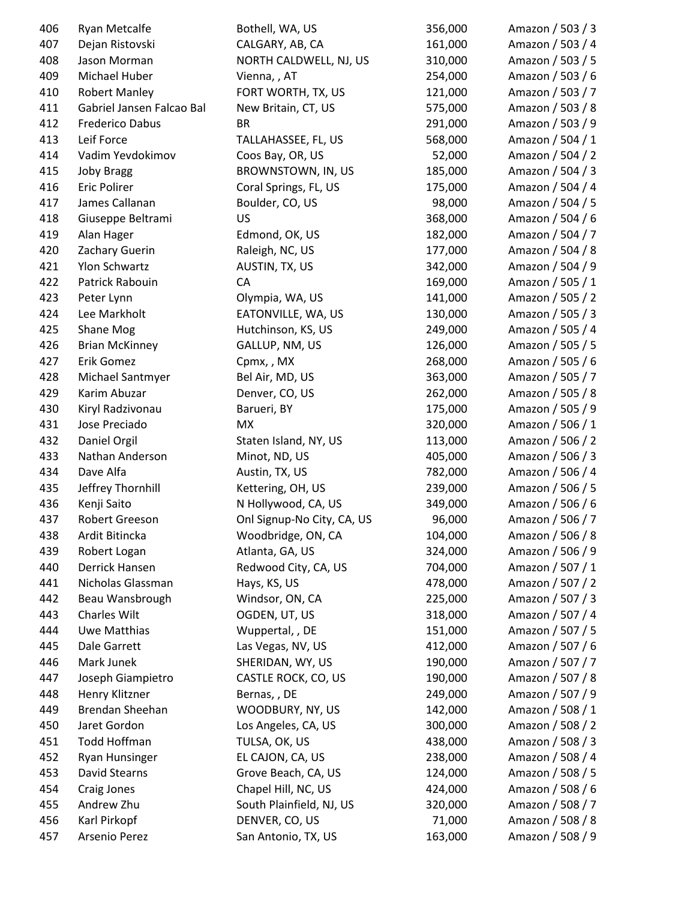| | | | | |
|---|---|---|---|---|
| 406 | Ryan Metcalfe | Bothell, WA, US | 356,000 | Amazon / 503 / 3 |
| 407 | Dejan Ristovski | CALGARY, AB, CA | 161,000 | Amazon / 503 / 4 |
| 408 | Jason Morman | NORTH CALDWELL, NJ, US | 310,000 | Amazon / 503 / 5 |
| 409 | Michael Huber | Vienna, , AT | 254,000 | Amazon / 503 / 6 |
| 410 | Robert Manley | FORT WORTH, TX, US | 121,000 | Amazon / 503 / 7 |
| 411 | Gabriel Jansen Falcao Bal | New Britain, CT, US | 575,000 | Amazon / 503 / 8 |
| 412 | Frederico Dabus | BR | 291,000 | Amazon / 503 / 9 |
| 413 | Leif Force | TALLAHASSEE, FL, US | 568,000 | Amazon / 504 / 1 |
| 414 | Vadim Yevdokimov | Coos Bay, OR, US | 52,000 | Amazon / 504 / 2 |
| 415 | Joby Bragg | BROWNSTOWN, IN, US | 185,000 | Amazon / 504 / 3 |
| 416 | Eric Polirer | Coral Springs, FL, US | 175,000 | Amazon / 504 / 4 |
| 417 | James Callanan | Boulder, CO, US | 98,000 | Amazon / 504 / 5 |
| 418 | Giuseppe Beltrami | US | 368,000 | Amazon / 504 / 6 |
| 419 | Alan Hager | Edmond, OK, US | 182,000 | Amazon / 504 / 7 |
| 420 | Zachary Guerin | Raleigh, NC, US | 177,000 | Amazon / 504 / 8 |
| 421 | Ylon Schwartz | AUSTIN, TX, US | 342,000 | Amazon / 504 / 9 |
| 422 | Patrick Rabouin | CA | 169,000 | Amazon / 505 / 1 |
| 423 | Peter Lynn | Olympia, WA, US | 141,000 | Amazon / 505 / 2 |
| 424 | Lee Markholt | EATONVILLE, WA, US | 130,000 | Amazon / 505 / 3 |
| 425 | Shane Mog | Hutchinson, KS, US | 249,000 | Amazon / 505 / 4 |
| 426 | Brian McKinney | GALLUP, NM, US | 126,000 | Amazon / 505 / 5 |
| 427 | Erik Gomez | Cpmx, , MX | 268,000 | Amazon / 505 / 6 |
| 428 | Michael Santmyer | Bel Air, MD, US | 363,000 | Amazon / 505 / 7 |
| 429 | Karim Abuzar | Denver, CO, US | 262,000 | Amazon / 505 / 8 |
| 430 | Kiryl Radzivonau | Barueri, BY | 175,000 | Amazon / 505 / 9 |
| 431 | Jose Preciado | MX | 320,000 | Amazon / 506 / 1 |
| 432 | Daniel Orgil | Staten Island, NY, US | 113,000 | Amazon / 506 / 2 |
| 433 | Nathan Anderson | Minot, ND, US | 405,000 | Amazon / 506 / 3 |
| 434 | Dave Alfa | Austin, TX, US | 782,000 | Amazon / 506 / 4 |
| 435 | Jeffrey Thornhill | Kettering, OH, US | 239,000 | Amazon / 506 / 5 |
| 436 | Kenji Saito | N Hollywood, CA, US | 349,000 | Amazon / 506 / 6 |
| 437 | Robert Greeson | Onl Signup-No City, CA, US | 96,000 | Amazon / 506 / 7 |
| 438 | Ardit Bitincka | Woodbridge, ON, CA | 104,000 | Amazon / 506 / 8 |
| 439 | Robert Logan | Atlanta, GA, US | 324,000 | Amazon / 506 / 9 |
| 440 | Derrick Hansen | Redwood City, CA, US | 704,000 | Amazon / 507 / 1 |
| 441 | Nicholas Glassman | Hays, KS, US | 478,000 | Amazon / 507 / 2 |
| 442 | Beau Wansbrough | Windsor, ON, CA | 225,000 | Amazon / 507 / 3 |
| 443 | Charles Wilt | OGDEN, UT, US | 318,000 | Amazon / 507 / 4 |
| 444 | Uwe Matthias | Wuppertal, , DE | 151,000 | Amazon / 507 / 5 |
| 445 | Dale Garrett | Las Vegas, NV, US | 412,000 | Amazon / 507 / 6 |
| 446 | Mark Junek | SHERIDAN, WY, US | 190,000 | Amazon / 507 / 7 |
| 447 | Joseph Giampietro | CASTLE ROCK, CO, US | 190,000 | Amazon / 507 / 8 |
| 448 | Henry Klitzner | Bernas, , DE | 249,000 | Amazon / 507 / 9 |
| 449 | Brendan Sheehan | WOODBURY, NY, US | 142,000 | Amazon / 508 / 1 |
| 450 | Jaret Gordon | Los Angeles, CA, US | 300,000 | Amazon / 508 / 2 |
| 451 | Todd Hoffman | TULSA, OK, US | 438,000 | Amazon / 508 / 3 |
| 452 | Ryan Hunsinger | EL CAJON, CA, US | 238,000 | Amazon / 508 / 4 |
| 453 | David Stearns | Grove Beach, CA, US | 124,000 | Amazon / 508 / 5 |
| 454 | Craig Jones | Chapel Hill, NC, US | 424,000 | Amazon / 508 / 6 |
| 455 | Andrew Zhu | South Plainfield, NJ, US | 320,000 | Amazon / 508 / 7 |
| 456 | Karl Pirkopf | DENVER, CO, US | 71,000 | Amazon / 508 / 8 |
| 457 | Arsenio Perez | San Antonio, TX, US | 163,000 | Amazon / 508 / 9 |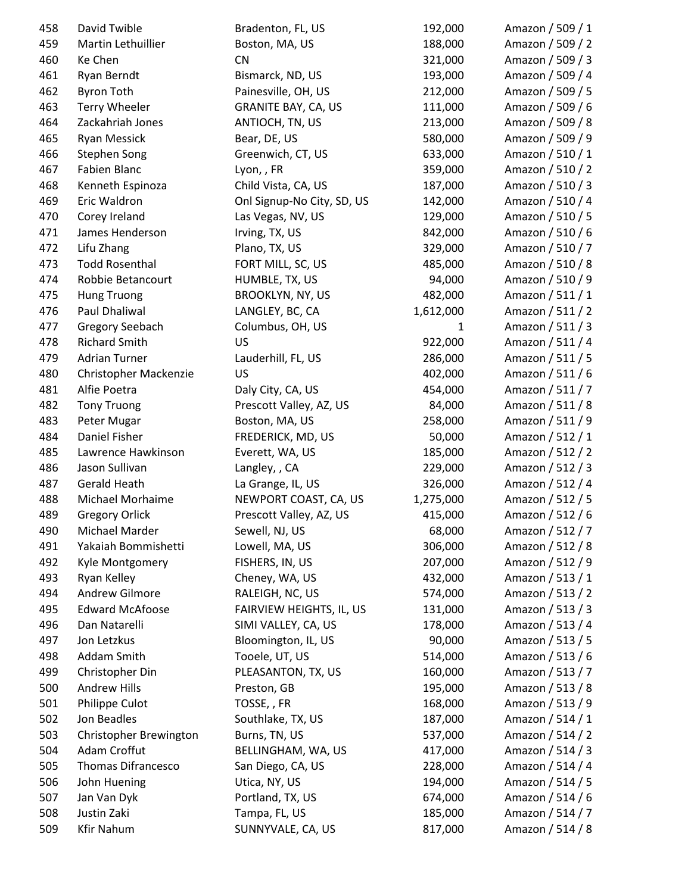| | | | | |
|---|---|---|---|---|
| 458 | David Twible | Bradenton, FL, US | 192,000 | Amazon / 509 / 1 |
| 459 | Martin Lethuillier | Boston, MA, US | 188,000 | Amazon / 509 / 2 |
| 460 | Ke Chen | CN | 321,000 | Amazon / 509 / 3 |
| 461 | Ryan Berndt | Bismarck, ND, US | 193,000 | Amazon / 509 / 4 |
| 462 | Byron Toth | Painesville, OH, US | 212,000 | Amazon / 509 / 5 |
| 463 | Terry Wheeler | GRANITE BAY, CA, US | 111,000 | Amazon / 509 / 6 |
| 464 | Zackahriah Jones | ANTIOCH, TN, US | 213,000 | Amazon / 509 / 8 |
| 465 | Ryan Messick | Bear, DE, US | 580,000 | Amazon / 509 / 9 |
| 466 | Stephen Song | Greenwich, CT, US | 633,000 | Amazon / 510 / 1 |
| 467 | Fabien Blanc | Lyon, , FR | 359,000 | Amazon / 510 / 2 |
| 468 | Kenneth Espinoza | Child Vista, CA, US | 187,000 | Amazon / 510 / 3 |
| 469 | Eric Waldron | Onl Signup-No City, SD, US | 142,000 | Amazon / 510 / 4 |
| 470 | Corey Ireland | Las Vegas, NV, US | 129,000 | Amazon / 510 / 5 |
| 471 | James Henderson | Irving, TX, US | 842,000 | Amazon / 510 / 6 |
| 472 | Lifu Zhang | Plano, TX, US | 329,000 | Amazon / 510 / 7 |
| 473 | Todd Rosenthal | FORT MILL, SC, US | 485,000 | Amazon / 510 / 8 |
| 474 | Robbie Betancourt | HUMBLE, TX, US | 94,000 | Amazon / 510 / 9 |
| 475 | Hung Truong | BROOKLYN, NY, US | 482,000 | Amazon / 511 / 1 |
| 476 | Paul Dhaliwal | LANGLEY, BC, CA | 1,612,000 | Amazon / 511 / 2 |
| 477 | Gregory Seebach | Columbus, OH, US | 1 | Amazon / 511 / 3 |
| 478 | Richard Smith | US | 922,000 | Amazon / 511 / 4 |
| 479 | Adrian Turner | Lauderhill, FL, US | 286,000 | Amazon / 511 / 5 |
| 480 | Christopher Mackenzie | US | 402,000 | Amazon / 511 / 6 |
| 481 | Alfie Poetra | Daly City, CA, US | 454,000 | Amazon / 511 / 7 |
| 482 | Tony Truong | Prescott Valley, AZ, US | 84,000 | Amazon / 511 / 8 |
| 483 | Peter Mugar | Boston, MA, US | 258,000 | Amazon / 511 / 9 |
| 484 | Daniel Fisher | FREDERICK, MD, US | 50,000 | Amazon / 512 / 1 |
| 485 | Lawrence Hawkinson | Everett, WA, US | 185,000 | Amazon / 512 / 2 |
| 486 | Jason Sullivan | Langley, , CA | 229,000 | Amazon / 512 / 3 |
| 487 | Gerald Heath | La Grange, IL, US | 326,000 | Amazon / 512 / 4 |
| 488 | Michael Morhaime | NEWPORT COAST, CA, US | 1,275,000 | Amazon / 512 / 5 |
| 489 | Gregory Orlick | Prescott Valley, AZ, US | 415,000 | Amazon / 512 / 6 |
| 490 | Michael Marder | Sewell, NJ, US | 68,000 | Amazon / 512 / 7 |
| 491 | Yakaiah Bommishetti | Lowell, MA, US | 306,000 | Amazon / 512 / 8 |
| 492 | Kyle Montgomery | FISHERS, IN, US | 207,000 | Amazon / 512 / 9 |
| 493 | Ryan Kelley | Cheney, WA, US | 432,000 | Amazon / 513 / 1 |
| 494 | Andrew Gilmore | RALEIGH, NC, US | 574,000 | Amazon / 513 / 2 |
| 495 | Edward McAfoose | FAIRVIEW HEIGHTS, IL, US | 131,000 | Amazon / 513 / 3 |
| 496 | Dan Natarelli | SIMI VALLEY, CA, US | 178,000 | Amazon / 513 / 4 |
| 497 | Jon Letzkus | Bloomington, IL, US | 90,000 | Amazon / 513 / 5 |
| 498 | Addam Smith | Tooele, UT, US | 514,000 | Amazon / 513 / 6 |
| 499 | Christopher Din | PLEASANTON, TX, US | 160,000 | Amazon / 513 / 7 |
| 500 | Andrew Hills | Preston, GB | 195,000 | Amazon / 513 / 8 |
| 501 | Philippe Culot | TOSSE, , FR | 168,000 | Amazon / 513 / 9 |
| 502 | Jon Beadles | Southlake, TX, US | 187,000 | Amazon / 514 / 1 |
| 503 | Christopher Brewington | Burns, TN, US | 537,000 | Amazon / 514 / 2 |
| 504 | Adam Croffut | BELLINGHAM, WA, US | 417,000 | Amazon / 514 / 3 |
| 505 | Thomas Difrancesco | San Diego, CA, US | 228,000 | Amazon / 514 / 4 |
| 506 | John Huening | Utica, NY, US | 194,000 | Amazon / 514 / 5 |
| 507 | Jan Van Dyk | Portland, TX, US | 674,000 | Amazon / 514 / 6 |
| 508 | Justin Zaki | Tampa, FL, US | 185,000 | Amazon / 514 / 7 |
| 509 | Kfir Nahum | SUNNYVALE, CA, US | 817,000 | Amazon / 514 / 8 |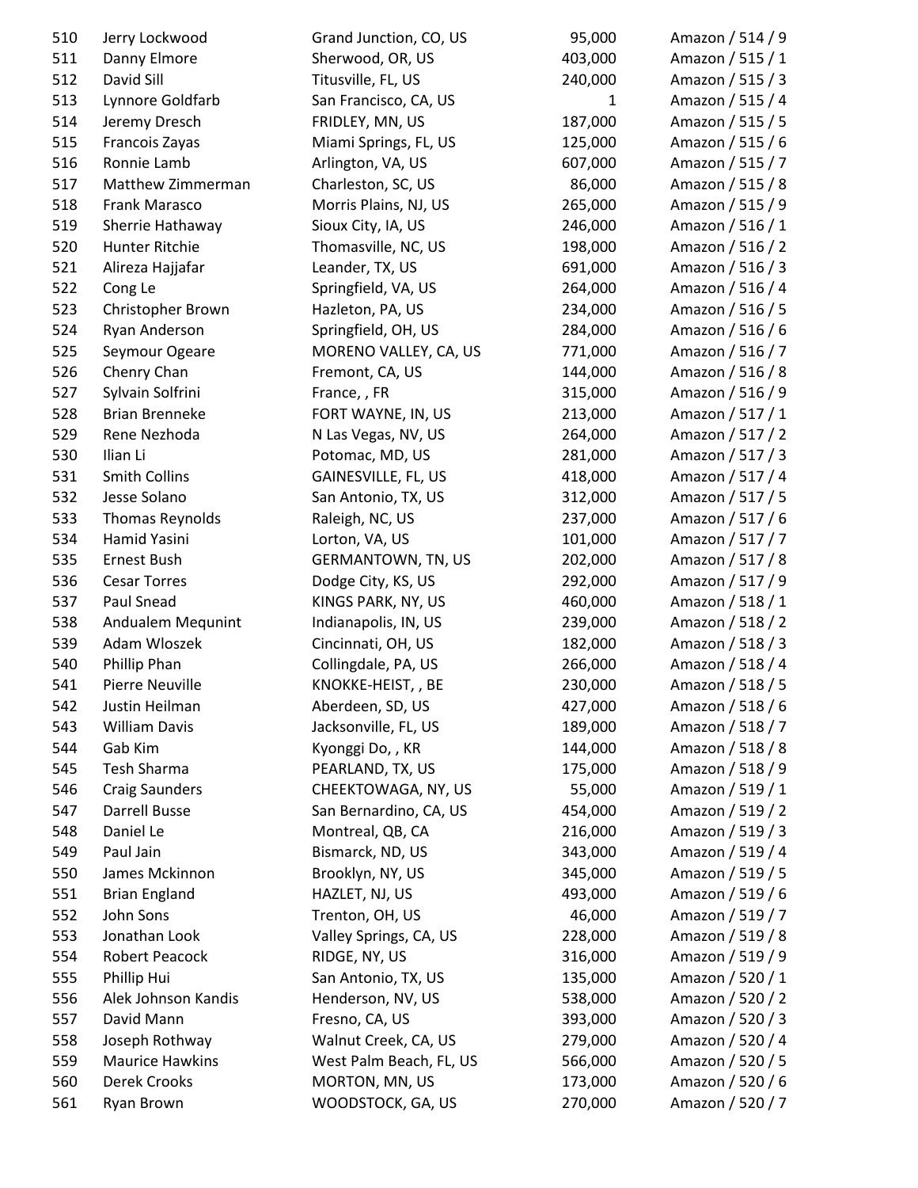| | | | | |
|---|---|---|---|---|
| 510 | Jerry Lockwood | Grand Junction, CO, US | 95,000 | Amazon / 514 / 9 |
| 511 | Danny Elmore | Sherwood, OR, US | 403,000 | Amazon / 515 / 1 |
| 512 | David Sill | Titusville, FL, US | 240,000 | Amazon / 515 / 3 |
| 513 | Lynnore Goldfarb | San Francisco, CA, US | 1 | Amazon / 515 / 4 |
| 514 | Jeremy Dresch | FRIDLEY, MN, US | 187,000 | Amazon / 515 / 5 |
| 515 | Francois Zayas | Miami Springs, FL, US | 125,000 | Amazon / 515 / 6 |
| 516 | Ronnie Lamb | Arlington, VA, US | 607,000 | Amazon / 515 / 7 |
| 517 | Matthew Zimmerman | Charleston, SC, US | 86,000 | Amazon / 515 / 8 |
| 518 | Frank Marasco | Morris Plains, NJ, US | 265,000 | Amazon / 515 / 9 |
| 519 | Sherrie Hathaway | Sioux City, IA, US | 246,000 | Amazon / 516 / 1 |
| 520 | Hunter Ritchie | Thomasville, NC, US | 198,000 | Amazon / 516 / 2 |
| 521 | Alireza Hajjafar | Leander, TX, US | 691,000 | Amazon / 516 / 3 |
| 522 | Cong Le | Springfield, VA, US | 264,000 | Amazon / 516 / 4 |
| 523 | Christopher Brown | Hazleton, PA, US | 234,000 | Amazon / 516 / 5 |
| 524 | Ryan Anderson | Springfield, OH, US | 284,000 | Amazon / 516 / 6 |
| 525 | Seymour Ogeare | MORENO VALLEY, CA, US | 771,000 | Amazon / 516 / 7 |
| 526 | Chenry Chan | Fremont, CA, US | 144,000 | Amazon / 516 / 8 |
| 527 | Sylvain Solfrini | France, , FR | 315,000 | Amazon / 516 / 9 |
| 528 | Brian Brenneke | FORT WAYNE, IN, US | 213,000 | Amazon / 517 / 1 |
| 529 | Rene Nezhoda | N Las Vegas, NV, US | 264,000 | Amazon / 517 / 2 |
| 530 | Ilian Li | Potomac, MD, US | 281,000 | Amazon / 517 / 3 |
| 531 | Smith Collins | GAINESVILLE, FL, US | 418,000 | Amazon / 517 / 4 |
| 532 | Jesse Solano | San Antonio, TX, US | 312,000 | Amazon / 517 / 5 |
| 533 | Thomas Reynolds | Raleigh, NC, US | 237,000 | Amazon / 517 / 6 |
| 534 | Hamid Yasini | Lorton, VA, US | 101,000 | Amazon / 517 / 7 |
| 535 | Ernest Bush | GERMANTOWN, TN, US | 202,000 | Amazon / 517 / 8 |
| 536 | Cesar Torres | Dodge City, KS, US | 292,000 | Amazon / 517 / 9 |
| 537 | Paul Snead | KINGS PARK, NY, US | 460,000 | Amazon / 518 / 1 |
| 538 | Andualem Mequnint | Indianapolis, IN, US | 239,000 | Amazon / 518 / 2 |
| 539 | Adam Wloszek | Cincinnati, OH, US | 182,000 | Amazon / 518 / 3 |
| 540 | Phillip Phan | Collingdale, PA, US | 266,000 | Amazon / 518 / 4 |
| 541 | Pierre Neuville | KNOKKE-HEIST, , BE | 230,000 | Amazon / 518 / 5 |
| 542 | Justin Heilman | Aberdeen, SD, US | 427,000 | Amazon / 518 / 6 |
| 543 | William Davis | Jacksonville, FL, US | 189,000 | Amazon / 518 / 7 |
| 544 | Gab Kim | Kyonggi Do, , KR | 144,000 | Amazon / 518 / 8 |
| 545 | Tesh Sharma | PEARLAND, TX, US | 175,000 | Amazon / 518 / 9 |
| 546 | Craig Saunders | CHEEKTOWAGA, NY, US | 55,000 | Amazon / 519 / 1 |
| 547 | Darrell Busse | San Bernardino, CA, US | 454,000 | Amazon / 519 / 2 |
| 548 | Daniel Le | Montreal, QB, CA | 216,000 | Amazon / 519 / 3 |
| 549 | Paul Jain | Bismarck, ND, US | 343,000 | Amazon / 519 / 4 |
| 550 | James Mckinnon | Brooklyn, NY, US | 345,000 | Amazon / 519 / 5 |
| 551 | Brian England | HAZLET, NJ, US | 493,000 | Amazon / 519 / 6 |
| 552 | John Sons | Trenton, OH, US | 46,000 | Amazon / 519 / 7 |
| 553 | Jonathan Look | Valley Springs, CA, US | 228,000 | Amazon / 519 / 8 |
| 554 | Robert Peacock | RIDGE, NY, US | 316,000 | Amazon / 519 / 9 |
| 555 | Phillip Hui | San Antonio, TX, US | 135,000 | Amazon / 520 / 1 |
| 556 | Alek Johnson Kandis | Henderson, NV, US | 538,000 | Amazon / 520 / 2 |
| 557 | David Mann | Fresno, CA, US | 393,000 | Amazon / 520 / 3 |
| 558 | Joseph Rothway | Walnut Creek, CA, US | 279,000 | Amazon / 520 / 4 |
| 559 | Maurice Hawkins | West Palm Beach, FL, US | 566,000 | Amazon / 520 / 5 |
| 560 | Derek Crooks | MORTON, MN, US | 173,000 | Amazon / 520 / 6 |
| 561 | Ryan Brown | WOODSTOCK, GA, US | 270,000 | Amazon / 520 / 7 |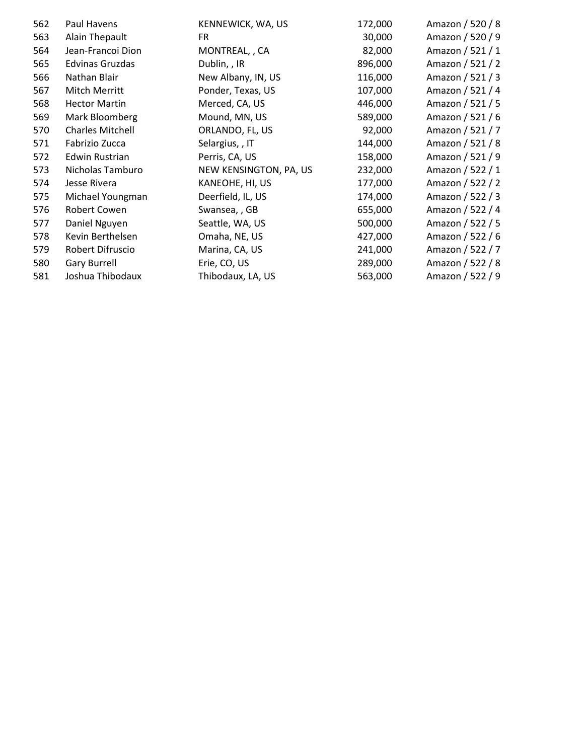| | | | | |
|---|---|---|---|---|
| 562 | Paul Havens | KENNEWICK, WA, US | 172,000 | Amazon / 520 / 8 |
| 563 | Alain Thepault | FR | 30,000 | Amazon / 520 / 9 |
| 564 | Jean-Francoi Dion | MONTREAL, , CA | 82,000 | Amazon / 521 / 1 |
| 565 | Edvinas Gruzdas | Dublin, , IR | 896,000 | Amazon / 521 / 2 |
| 566 | Nathan Blair | New Albany, IN, US | 116,000 | Amazon / 521 / 3 |
| 567 | Mitch Merritt | Ponder, Texas, US | 107,000 | Amazon / 521 / 4 |
| 568 | Hector Martin | Merced, CA, US | 446,000 | Amazon / 521 / 5 |
| 569 | Mark Bloomberg | Mound, MN, US | 589,000 | Amazon / 521 / 6 |
| 570 | Charles Mitchell | ORLANDO, FL, US | 92,000 | Amazon / 521 / 7 |
| 571 | Fabrizio Zucca | Selargius, , IT | 144,000 | Amazon / 521 / 8 |
| 572 | Edwin Rustrian | Perris, CA, US | 158,000 | Amazon / 521 / 9 |
| 573 | Nicholas Tamburo | NEW KENSINGTON, PA, US | 232,000 | Amazon / 522 / 1 |
| 574 | Jesse Rivera | KANEOHE, HI, US | 177,000 | Amazon / 522 / 2 |
| 575 | Michael Youngman | Deerfield, IL, US | 174,000 | Amazon / 522 / 3 |
| 576 | Robert Cowen | Swansea, , GB | 655,000 | Amazon / 522 / 4 |
| 577 | Daniel Nguyen | Seattle, WA, US | 500,000 | Amazon / 522 / 5 |
| 578 | Kevin Berthelsen | Omaha, NE, US | 427,000 | Amazon / 522 / 6 |
| 579 | Robert Difruscio | Marina, CA, US | 241,000 | Amazon / 522 / 7 |
| 580 | Gary Burrell | Erie, CO, US | 289,000 | Amazon / 522 / 8 |
| 581 | Joshua Thibodaux | Thibodaux, LA, US | 563,000 | Amazon / 522 / 9 |